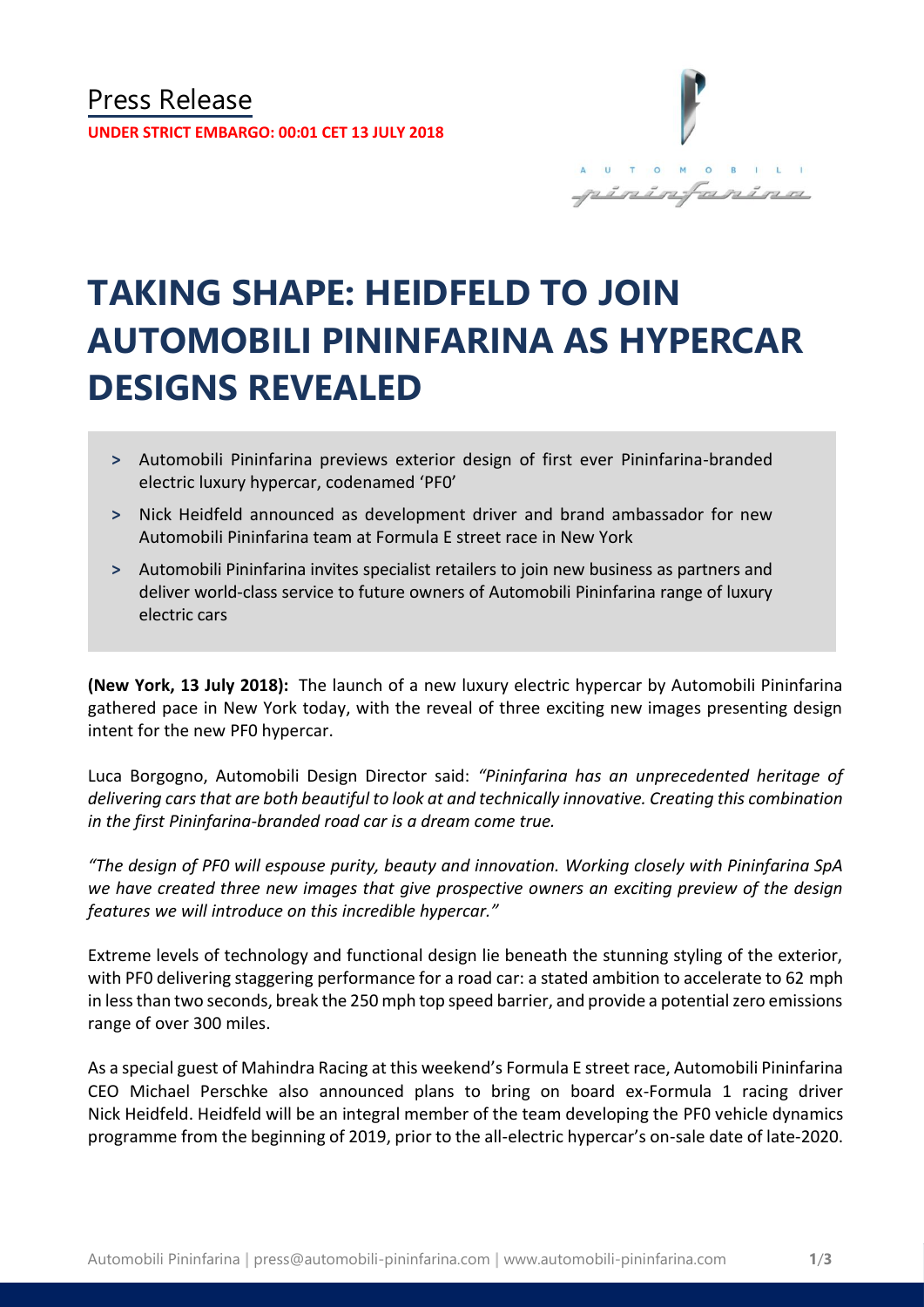Press Release

**UNDER STRICT EMBARGO: 00:01 CET 13 JULY 2018**

# TAKING SHAPE: HEIDFELD TO JOIN AUTOMOBILI PININFARINA AS HYPERCAR DESIGNS REVEALED

- Automobili Pininfarina previews exterior design of first ever Pininfarina-branded electric luxury hypercar, codenamed 'PF0'
- Nick Heidfeld announced as development driver and brand ambassador for new Automobili Pininfarina team at Formula E street race in New York
- Automobili Pininfarina invites specialist retailers to join new business as partners and deliver world-class service to future owners of Automobili Pininfarina range of luxury electric cars

**(New York, 13 July 2018):** The launch of a new luxury electric hypercar by Automobili Pininfarina gathered pace in New York today, with the reveal of three exciting new images presenting design intent for the new PF0 hypercar.

Luca Borgogno, Automobili Design Director said: *"Pininfarina has an unprecedented heritage of delivering cars that are both beautiful to look at and technically innovative. Creating this combination in the first Pininfarina-branded road car is a dream come true.*

*"The design of PF0 will espouse purity, beauty and innovation. Working closely with Pininfarina SpA we have created three new images that give prospective owners an exciting preview of the design features we will introduce on this incredible hypercar."*

Extreme levels of technology and functional design lie beneath the stunning styling of the exterior, with PF0 delivering staggering performance for a road car: a stated ambition to accelerate to 62 mph in less than two seconds, break the 250 mph top speed barrier, and provide a potential zero emissions range of over 300 miles.

As a special guest of Mahindra Racing at this weekend's Formula E street race, Automobili Pininfarina CEO Michael Perschke also announced plans to bring on board ex-Formula 1 racing driver Nick Heidfeld. Heidfeld will be an integral member of the team developing the PF0 vehicle dynamics programme from the beginning of 2019, prior to the all-electric hypercar's on-sale date of late-2020.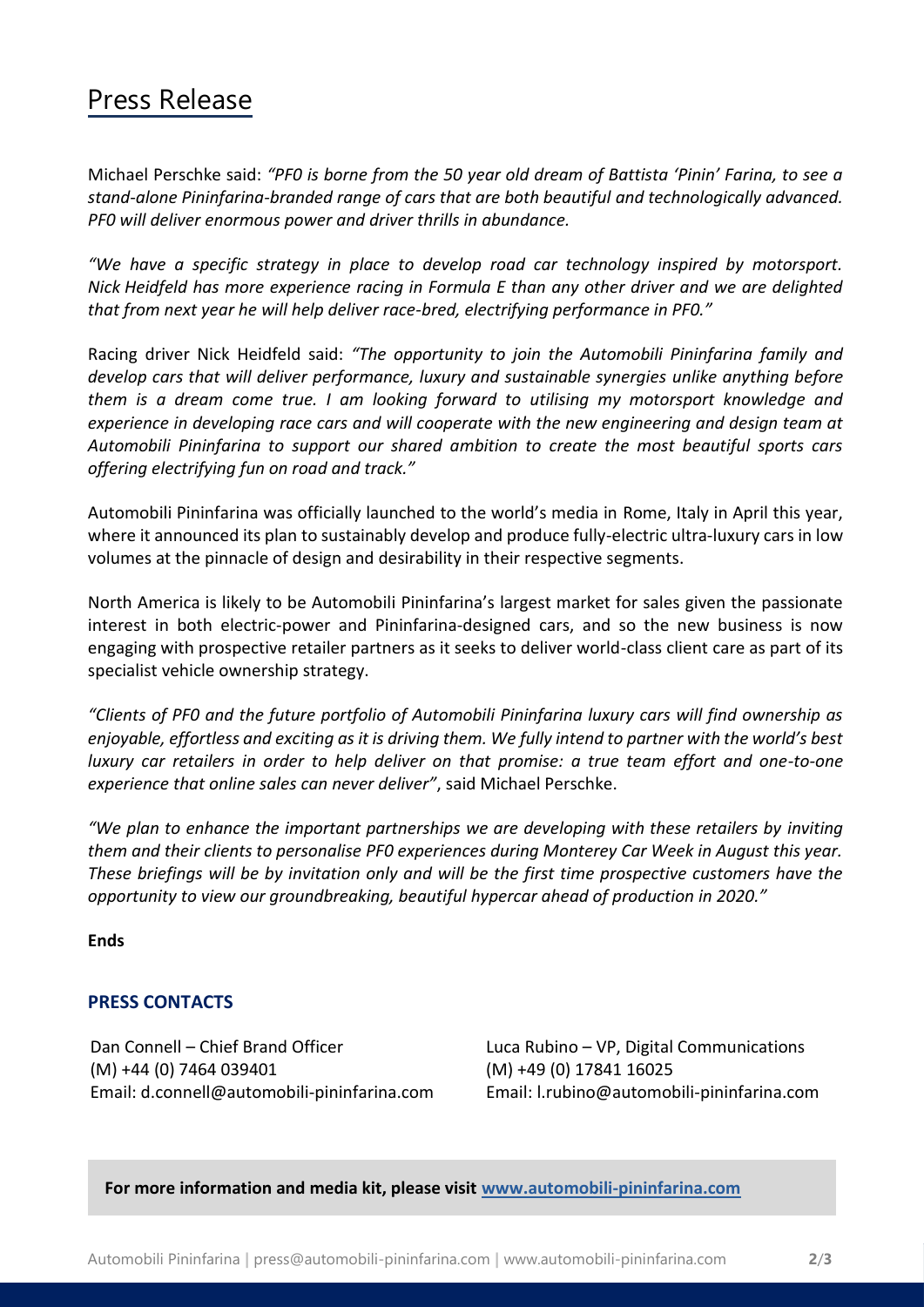# Press Release

Michael Perschke said: *"PF0 is borne from the 50 year old dream of Battista 'Pinin' Farina, to see a stand-alone Pininfarina-branded range of cars that are both beautiful and technologically advanced. PF0 will deliver enormous power and driver thrills in abundance.*

*"We have a specific strategy in place to develop road car technology inspired by motorsport. Nick Heidfeld has more experience racing in Formula E than any other driver and we are delighted that from next year he will help deliver race-bred, electrifying performance in PF0."*

Racing driver Nick Heidfeld said: *"The opportunity to join the Automobili Pininfarina family and develop cars that will deliver performance, luxury and sustainable synergies unlike anything before them is a dream come true. I am looking forward to utilising my motorsport knowledge and experience in developing race cars and will cooperate with the new engineering and design team at Automobili Pininfarina to support our shared ambition to create the most beautiful sports cars offering electrifying fun on road and track."*

Automobili Pininfarina was officially launched to the world's media in Rome, Italy in April this year, where it announced its plan to sustainably develop and produce fully-electric ultra-luxury cars in low volumes at the pinnacle of design and desirability in their respective segments.

North America is likely to be Automobili Pininfarina's largest market for sales given the passionate interest in both electric-power and Pininfarina-designed cars, and so the new business is now engaging with prospective retailer partners as it seeks to deliver world-class client care as part of its specialist vehicle ownership strategy.

*"Clients of PF0 and the future portfolio of Automobili Pininfarina luxury cars will find ownership as enjoyable, effortless and exciting as it is driving them. We fully intend to partner with the world's best luxury car retailers in order to help deliver on that promise: a true team effort and one-to-one experience that online sales can never deliver"*, said Michael Perschke.

*"We plan to enhance the important partnerships we are developing with these retailers by inviting them and their clients to personalise PF0 experiences during Monterey Car Week in August this year. These briefings will be by invitation only and will be the first time prospective customers have the opportunity to view our groundbreaking, beautiful hypercar ahead of production in 2020."*

**Ends**

**PRESS CONTACTS**

Dan Connell – Chief Brand Officer
(M) +44 (0) 7464 039401
Email: d.connell@automobili-pininfarina.com

Luca Rubino – VP, Digital Communications
(M) +49 (0) 17841 16025
Email: l.rubino@automobili-pininfarina.com

**For more information and media kit, please visit [www.automobili-pininfarina.com](www.automobili-pininfarina.com)**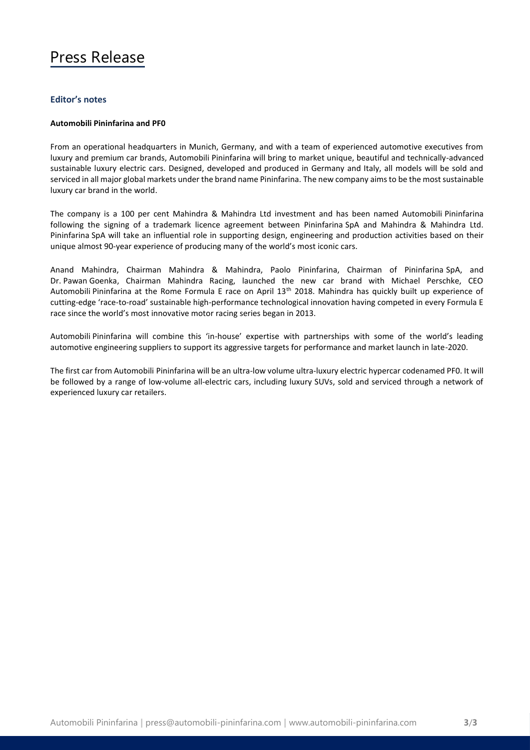# Press Release

## Editor's notes

**Automobili Pininfarina and PF0**

From an operational headquarters in Munich, Germany, and with a team of experienced automotive executives from luxury and premium car brands, Automobili Pininfarina will bring to market unique, beautiful and technically-advanced sustainable luxury electric cars. Designed, developed and produced in Germany and Italy, all models will be sold and serviced in all major global markets under the brand name Pininfarina. The new company aims to be the most sustainable luxury car brand in the world.

The company is a 100 per cent Mahindra & Mahindra Ltd investment and has been named Automobili Pininfarina following the signing of a trademark licence agreement between Pininfarina SpA and Mahindra & Mahindra Ltd. Pininfarina SpA will take an influential role in supporting design, engineering and production activities based on their unique almost 90-year experience of producing many of the world's most iconic cars.

Anand Mahindra, Chairman Mahindra & Mahindra, Paolo Pininfarina, Chairman of Pininfarina SpA, and Dr. Pawan Goenka, Chairman Mahindra Racing, launched the new car brand with Michael Perschke, CEO Automobili Pininfarina at the Rome Formula E race on April 13th 2018. Mahindra has quickly built up experience of cutting-edge 'race-to-road' sustainable high-performance technological innovation having competed in every Formula E race since the world's most innovative motor racing series began in 2013.

Automobili Pininfarina will combine this 'in-house' expertise with partnerships with some of the world's leading automotive engineering suppliers to support its aggressive targets for performance and market launch in late-2020.

The first car from Automobili Pininfarina will be an ultra-low volume ultra-luxury electric hypercar codenamed PF0. It will be followed by a range of low-volume all-electric cars, including luxury SUVs, sold and serviced through a network of experienced luxury car retailers.

Automobili Pininfarina | press@automobili-pininfarina.com | www.automobili-pininfarina.com